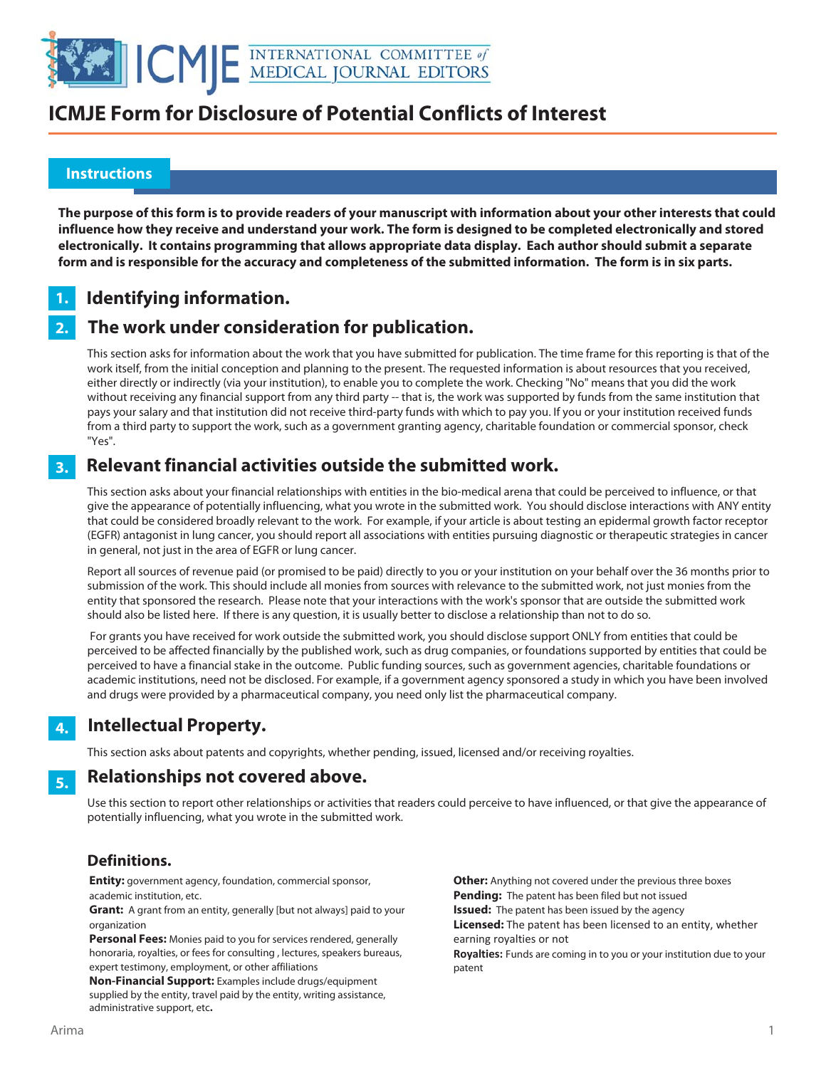# ICMJE Form for Disclosure of Potential Conflicts of Interest

## Instructions

**The purpose of this form is to provide readers of your manuscript with information about your other interests that could influence how they receive and understand your work. The form is designed to be completed electronically and stored electronically. It contains programming that allows appropriate data display. Each author should submit a separate form and is responsible for the accuracy and completeness of the submitted information. The form is in six parts.**

### 1. Identifying information.

### 2. The work under consideration for publication.

This section asks for information about the work that you have submitted for publication. The time frame for this reporting is that of the work itself, from the initial conception and planning to the present. The requested information is about resources that you received, either directly or indirectly (via your institution), to enable you to complete the work. Checking "No" means that you did the work without receiving any financial support from any third party -- that is, the work was supported by funds from the same institution that pays your salary and that institution did not receive third-party funds with which to pay you. If you or your institution received funds from a third party to support the work, such as a government granting agency, charitable foundation or commercial sponsor, check "Yes".

### 3. Relevant financial activities outside the submitted work.

This section asks about your financial relationships with entities in the bio-medical arena that could be perceived to influence, or that give the appearance of potentially influencing, what you wrote in the submitted work. You should disclose interactions with ANY entity that could be considered broadly relevant to the work. For example, if your article is about testing an epidermal growth factor receptor (EGFR) antagonist in lung cancer, you should report all associations with entities pursuing diagnostic or therapeutic strategies in cancer in general, not just in the area of EGFR or lung cancer.

Report all sources of revenue paid (or promised to be paid) directly to you or your institution on your behalf over the 36 months prior to submission of the work. This should include all monies from sources with relevance to the submitted work, not just monies from the entity that sponsored the research. Please note that your interactions with the work's sponsor that are outside the submitted work should also be listed here. If there is any question, it is usually better to disclose a relationship than not to do so.

For grants you have received for work outside the submitted work, you should disclose support ONLY from entities that could be perceived to be affected financially by the published work, such as drug companies, or foundations supported by entities that could be perceived to have a financial stake in the outcome. Public funding sources, such as government agencies, charitable foundations or academic institutions, need not be disclosed. For example, if a government agency sponsored a study in which you have been involved and drugs were provided by a pharmaceutical company, you need only list the pharmaceutical company.

### 4. Intellectual Property.

This section asks about patents and copyrights, whether pending, issued, licensed and/or receiving royalties.

### 5. Relationships not covered above.

Use this section to report other relationships or activities that readers could perceive to have influenced, or that give the appearance of potentially influencing, what you wrote in the submitted work.

### Definitions.

**Entity:** government agency, foundation, commercial sponsor, academic institution, etc.

**Grant:** A grant from an entity, generally [but not always] paid to your organization

**Personal Fees:** Monies paid to you for services rendered, generally honoraria, royalties, or fees for consulting , lectures, speakers bureaus, expert testimony, employment, or other affiliations

**Non-Financial Support:** Examples include drugs/equipment supplied by the entity, travel paid by the entity, writing assistance, administrative support, etc**.**

**Other:** Anything not covered under the previous three boxes

**Pending:** The patent has been filed but not issued

**Issued:** The patent has been issued by the agency

**Licensed:** The patent has been licensed to an entity, whether earning royalties or not

**Royalties:** Funds are coming in to you or your institution due to your patent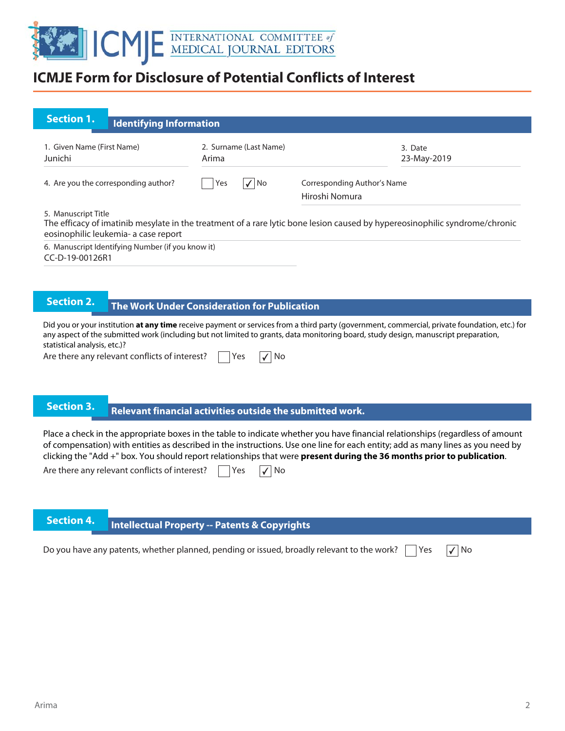# ICMJE Form for Disclosure of Potential Conflicts of Interest

## Section 1. Identifying Information

1. Given Name (First Name)
Junichi

2. Surname (Last Name)
Arima

3. Date
23-May-2019

4. Are you the corresponding author? ☐ Yes ☑ No

Corresponding Author's Name
Hiroshi Nomura

5. Manuscript Title
The efficacy of imatinib mesylate in the treatment of a rare lytic bone lesion caused by hypereosinophilic syndrome/chronic eosinophilic leukemia- a case report

6. Manuscript Identifying Number (if you know it)
CC-D-19-00126R1

## Section 2. The Work Under Consideration for Publication

Did you or your institution **at any time** receive payment or services from a third party (government, commercial, private foundation, etc.) for any aspect of the submitted work (including but not limited to grants, data monitoring board, study design, manuscript preparation, statistical analysis, etc.)?

Are there any relevant conflicts of interest? ☐ Yes ☑ No

## Section 3. Relevant financial activities outside the submitted work.

Place a check in the appropriate boxes in the table to indicate whether you have financial relationships (regardless of amount of compensation) with entities as described in the instructions. Use one line for each entity; add as many lines as you need by clicking the "Add +" box. You should report relationships that were **present during the 36 months prior to publication**.

Are there any relevant conflicts of interest? ☐ Yes ☑ No

## Section 4. Intellectual Property -- Patents & Copyrights

Do you have any patents, whether planned, pending or issued, broadly relevant to the work? ☐ Yes ☑ No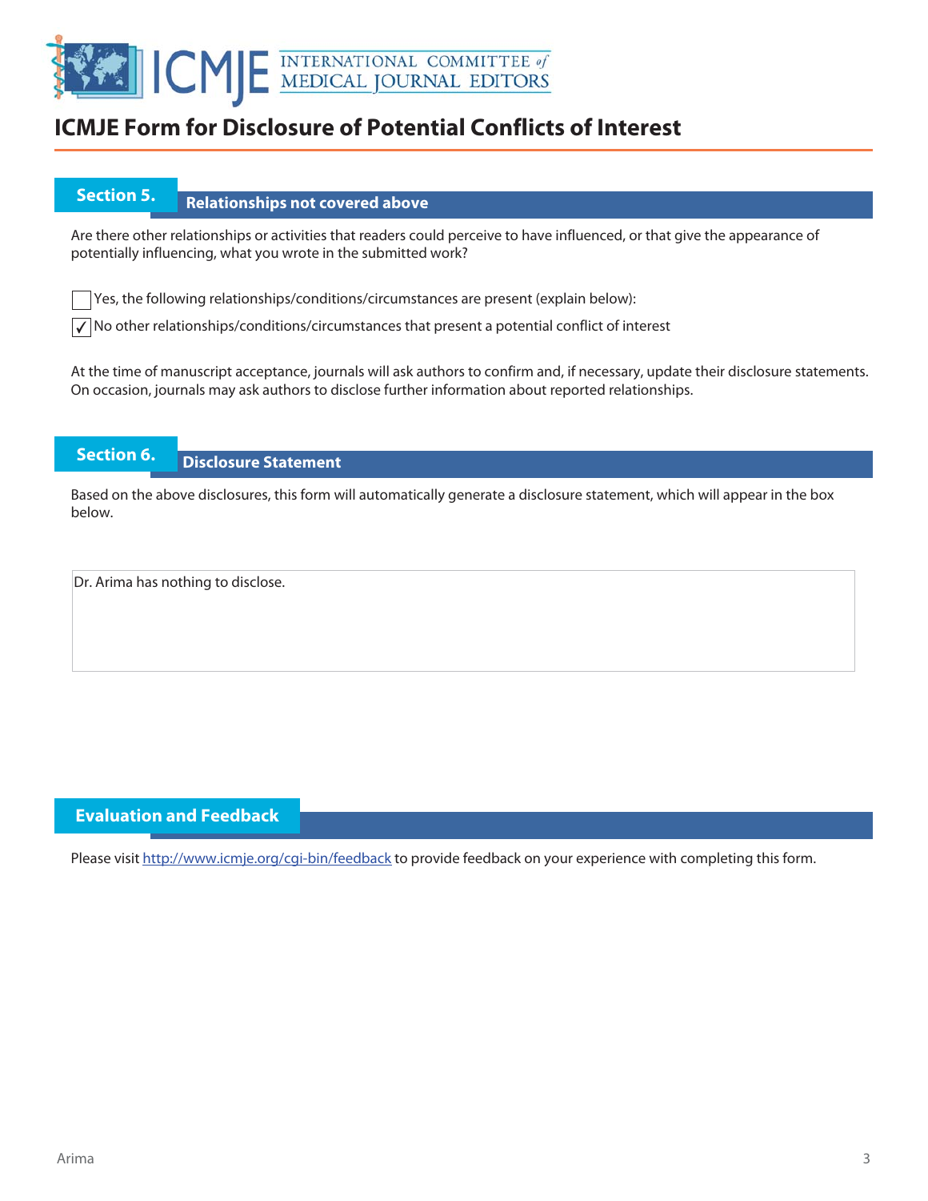# ICMJE Form for Disclosure of Potential Conflicts of Interest

## Section 5. Relationships not covered above

Are there other relationships or activities that readers could perceive to have influenced, or that give the appearance of potentially influencing, what you wrote in the submitted work?

☐ Yes, the following relationships/conditions/circumstances are present (explain below):

☑ No other relationships/conditions/circumstances that present a potential conflict of interest

At the time of manuscript acceptance, journals will ask authors to confirm and, if necessary, update their disclosure statements. On occasion, journals may ask authors to disclose further information about reported relationships.

## Section 6. Disclosure Statement

Based on the above disclosures, this form will automatically generate a disclosure statement, which will appear in the box below.

Dr. Arima has nothing to disclose.

## Evaluation and Feedback

Please visit http://www.icmje.org/cgi-bin/feedback to provide feedback on your experience with completing this form.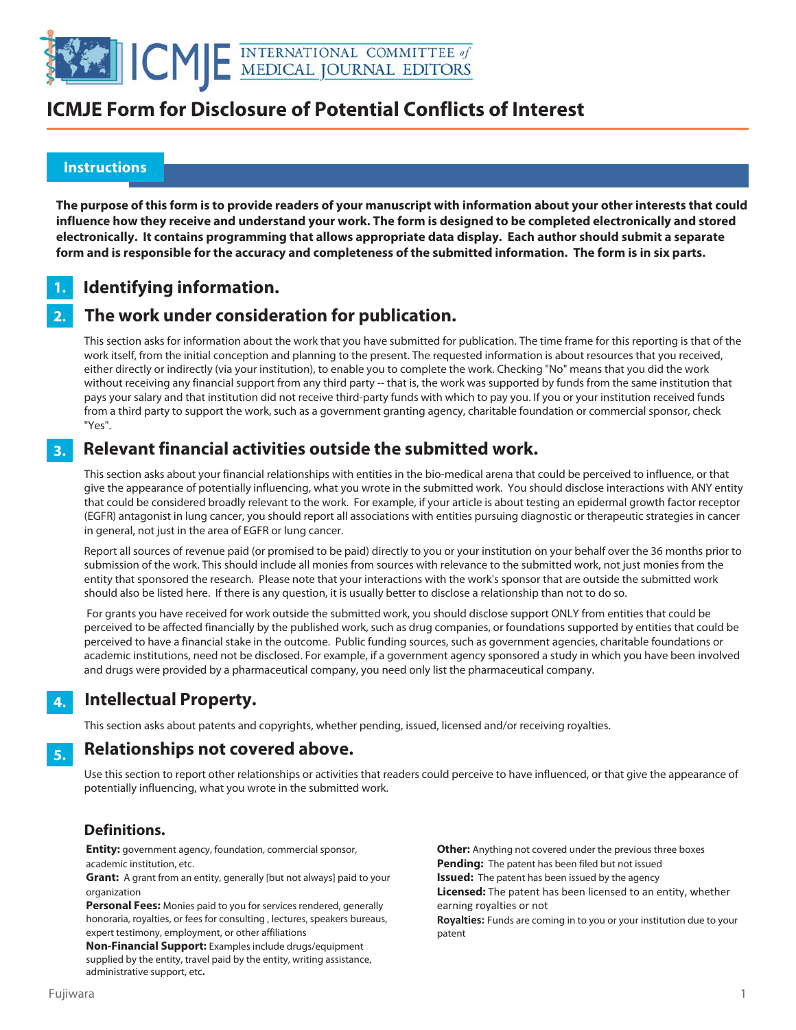# ICMJE Form for Disclosure of Potential Conflicts of Interest

## Instructions

**The purpose of this form is to provide readers of your manuscript with information about your other interests that could influence how they receive and understand your work. The form is designed to be completed electronically and stored electronically. It contains programming that allows appropriate data display. Each author should submit a separate form and is responsible for the accuracy and completeness of the submitted information. The form is in six parts.**

## 1. Identifying information.

## 2. The work under consideration for publication.

This section asks for information about the work that you have submitted for publication. The time frame for this reporting is that of the work itself, from the initial conception and planning to the present. The requested information is about resources that you received, either directly or indirectly (via your institution), to enable you to complete the work. Checking "No" means that you did the work without receiving any financial support from any third party -- that is, the work was supported by funds from the same institution that pays your salary and that institution did not receive third-party funds with which to pay you. If you or your institution received funds from a third party to support the work, such as a government granting agency, charitable foundation or commercial sponsor, check "Yes".

## 3. Relevant financial activities outside the submitted work.

This section asks about your financial relationships with entities in the bio-medical arena that could be perceived to influence, or that give the appearance of potentially influencing, what you wrote in the submitted work. You should disclose interactions with ANY entity that could be considered broadly relevant to the work. For example, if your article is about testing an epidermal growth factor receptor (EGFR) antagonist in lung cancer, you should report all associations with entities pursuing diagnostic or therapeutic strategies in cancer in general, not just in the area of EGFR or lung cancer.

Report all sources of revenue paid (or promised to be paid) directly to you or your institution on your behalf over the 36 months prior to submission of the work. This should include all monies from sources with relevance to the submitted work, not just monies from the entity that sponsored the research. Please note that your interactions with the work's sponsor that are outside the submitted work should also be listed here. If there is any question, it is usually better to disclose a relationship than not to do so.

For grants you have received for work outside the submitted work, you should disclose support ONLY from entities that could be perceived to be affected financially by the published work, such as drug companies, or foundations supported by entities that could be perceived to have a financial stake in the outcome. Public funding sources, such as government agencies, charitable foundations or academic institutions, need not be disclosed. For example, if a government agency sponsored a study in which you have been involved and drugs were provided by a pharmaceutical company, you need only list the pharmaceutical company.

## 4. Intellectual Property.

This section asks about patents and copyrights, whether pending, issued, licensed and/or receiving royalties.

## 5. Relationships not covered above.

Use this section to report other relationships or activities that readers could perceive to have influenced, or that give the appearance of potentially influencing, what you wrote in the submitted work.

### Definitions.

**Entity:** government agency, foundation, commercial sponsor, academic institution, etc.

**Grant:** A grant from an entity, generally [but not always] paid to your organization

**Personal Fees:** Monies paid to you for services rendered, generally honoraria, royalties, or fees for consulting , lectures, speakers bureaus, expert testimony, employment, or other affiliations

**Non-Financial Support:** Examples include drugs/equipment supplied by the entity, travel paid by the entity, writing assistance, administrative support, etc**.**

**Other:** Anything not covered under the previous three boxes

**Pending:** The patent has been filed but not issued

**Issued:** The patent has been issued by the agency

**Licensed:** The patent has been licensed to an entity, whether earning royalties or not

**Royalties:** Funds are coming in to you or your institution due to your patent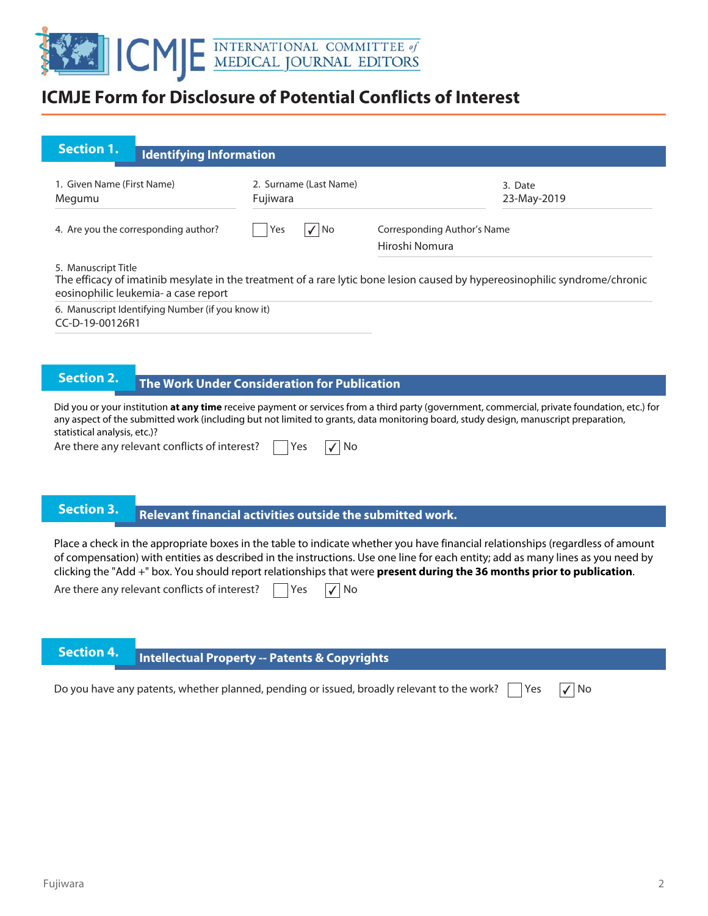# ICMJE Form for Disclosure of Potential Conflicts of Interest

## Section 1. Identifying Information

1. Given Name (First Name)
Megumu

2. Surname (Last Name)
Fujiwara

3. Date
23-May-2019

4. Are you the corresponding author? ☐ Yes ☑ No

Corresponding Author's Name
Hiroshi Nomura

5. Manuscript Title
The efficacy of imatinib mesylate in the treatment of a rare lytic bone lesion caused by hypereosinophilic syndrome/chronic eosinophilic leukemia- a case report

6. Manuscript Identifying Number (if you know it)
CC-D-19-00126R1

## Section 2. The Work Under Consideration for Publication

Did you or your institution **at any time** receive payment or services from a third party (government, commercial, private foundation, etc.) for any aspect of the submitted work (including but not limited to grants, data monitoring board, study design, manuscript preparation, statistical analysis, etc.)?

Are there any relevant conflicts of interest? ☐ Yes ☑ No

## Section 3. Relevant financial activities outside the submitted work.

Place a check in the appropriate boxes in the table to indicate whether you have financial relationships (regardless of amount of compensation) with entities as described in the instructions. Use one line for each entity; add as many lines as you need by clicking the "Add +" box. You should report relationships that were **present during the 36 months prior to publication**.

Are there any relevant conflicts of interest? ☐ Yes ☑ No

## Section 4. Intellectual Property -- Patents & Copyrights

Do you have any patents, whether planned, pending or issued, broadly relevant to the work? ☐ Yes ☑ No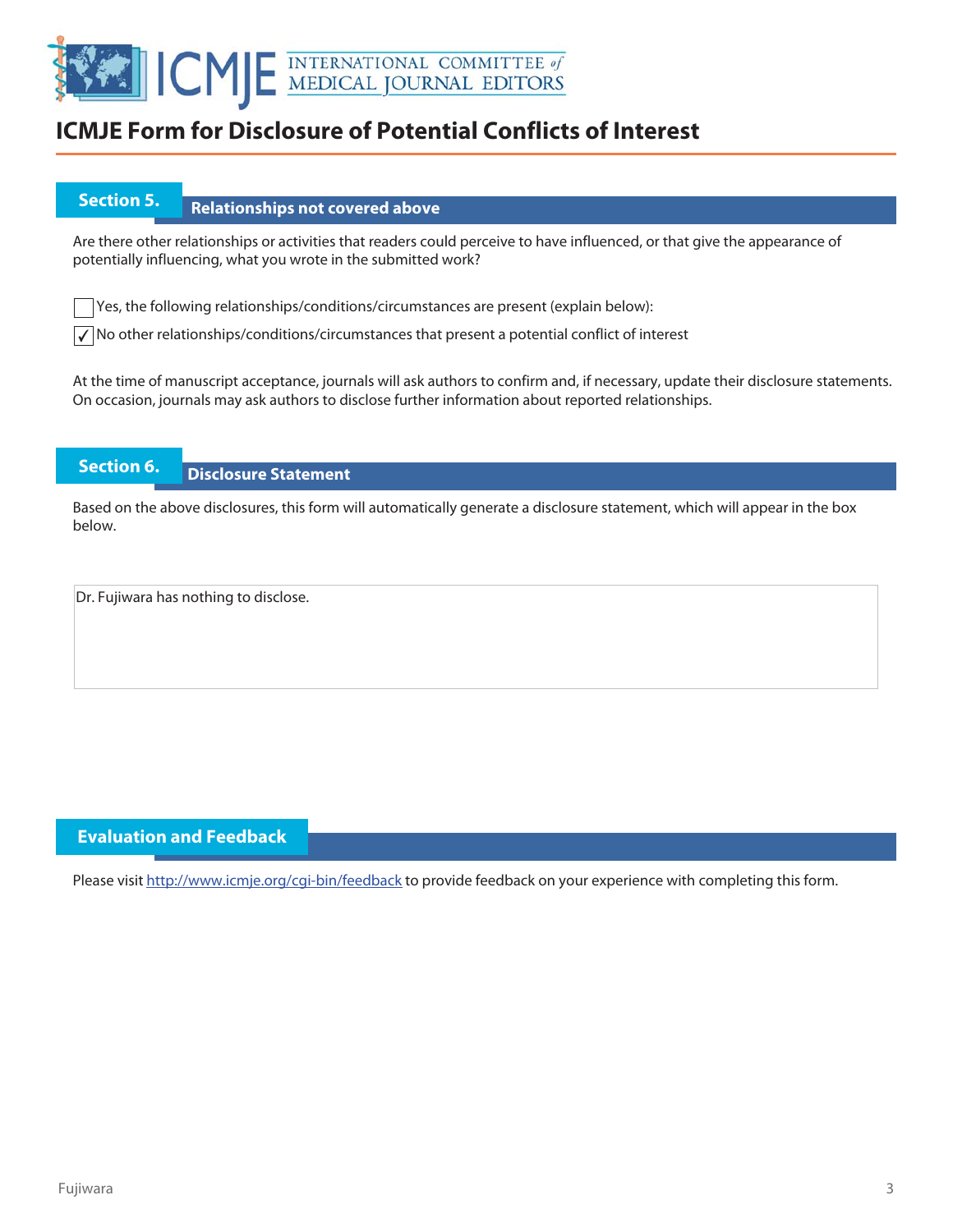# ICMJE Form for Disclosure of Potential Conflicts of Interest

## Section 5. Relationships not covered above

Are there other relationships or activities that readers could perceive to have influenced, or that give the appearance of potentially influencing, what you wrote in the submitted work?

☐ Yes, the following relationships/conditions/circumstances are present (explain below):

☑ No other relationships/conditions/circumstances that present a potential conflict of interest

At the time of manuscript acceptance, journals will ask authors to confirm and, if necessary, update their disclosure statements. On occasion, journals may ask authors to disclose further information about reported relationships.

## Section 6. Disclosure Statement

Based on the above disclosures, this form will automatically generate a disclosure statement, which will appear in the box below.

Dr. Fujiwara has nothing to disclose.

## Evaluation and Feedback

Please visit http://www.icmje.org/cgi-bin/feedback to provide feedback on your experience with completing this form.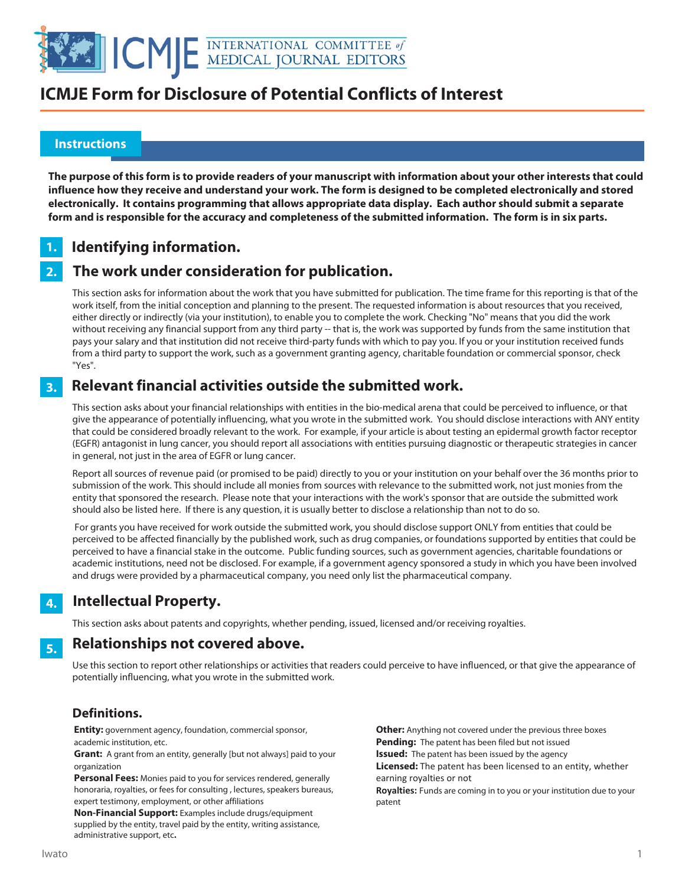# ICMJE Form for Disclosure of Potential Conflicts of Interest

## Instructions

**The purpose of this form is to provide readers of your manuscript with information about your other interests that could influence how they receive and understand your work. The form is designed to be completed electronically and stored electronically. It contains programming that allows appropriate data display. Each author should submit a separate form and is responsible for the accuracy and completeness of the submitted information. The form is in six parts.**

### 1. Identifying information.

### 2. The work under consideration for publication.

This section asks for information about the work that you have submitted for publication. The time frame for this reporting is that of the work itself, from the initial conception and planning to the present. The requested information is about resources that you received, either directly or indirectly (via your institution), to enable you to complete the work. Checking "No" means that you did the work without receiving any financial support from any third party -- that is, the work was supported by funds from the same institution that pays your salary and that institution did not receive third-party funds with which to pay you. If you or your institution received funds from a third party to support the work, such as a government granting agency, charitable foundation or commercial sponsor, check "Yes".

### 3. Relevant financial activities outside the submitted work.

This section asks about your financial relationships with entities in the bio-medical arena that could be perceived to influence, or that give the appearance of potentially influencing, what you wrote in the submitted work. You should disclose interactions with ANY entity that could be considered broadly relevant to the work. For example, if your article is about testing an epidermal growth factor receptor (EGFR) antagonist in lung cancer, you should report all associations with entities pursuing diagnostic or therapeutic strategies in cancer in general, not just in the area of EGFR or lung cancer.

Report all sources of revenue paid (or promised to be paid) directly to you or your institution on your behalf over the 36 months prior to submission of the work. This should include all monies from sources with relevance to the submitted work, not just monies from the entity that sponsored the research. Please note that your interactions with the work's sponsor that are outside the submitted work should also be listed here. If there is any question, it is usually better to disclose a relationship than not to do so.

For grants you have received for work outside the submitted work, you should disclose support ONLY from entities that could be perceived to be affected financially by the published work, such as drug companies, or foundations supported by entities that could be perceived to have a financial stake in the outcome. Public funding sources, such as government agencies, charitable foundations or academic institutions, need not be disclosed. For example, if a government agency sponsored a study in which you have been involved and drugs were provided by a pharmaceutical company, you need only list the pharmaceutical company.

### 4. Intellectual Property.

This section asks about patents and copyrights, whether pending, issued, licensed and/or receiving royalties.

### 5. Relationships not covered above.

Use this section to report other relationships or activities that readers could perceive to have influenced, or that give the appearance of potentially influencing, what you wrote in the submitted work.

### Definitions.

**Entity:** government agency, foundation, commercial sponsor, academic institution, etc.

**Grant:** A grant from an entity, generally [but not always] paid to your organization

**Personal Fees:** Monies paid to you for services rendered, generally honoraria, royalties, or fees for consulting , lectures, speakers bureaus, expert testimony, employment, or other affiliations

**Non-Financial Support:** Examples include drugs/equipment supplied by the entity, travel paid by the entity, writing assistance, administrative support, etc**.**

**Other:** Anything not covered under the previous three boxes

**Pending:** The patent has been filed but not issued

**Issued:** The patent has been issued by the agency

**Licensed:** The patent has been licensed to an entity, whether earning royalties or not

**Royalties:** Funds are coming in to you or your institution due to your patent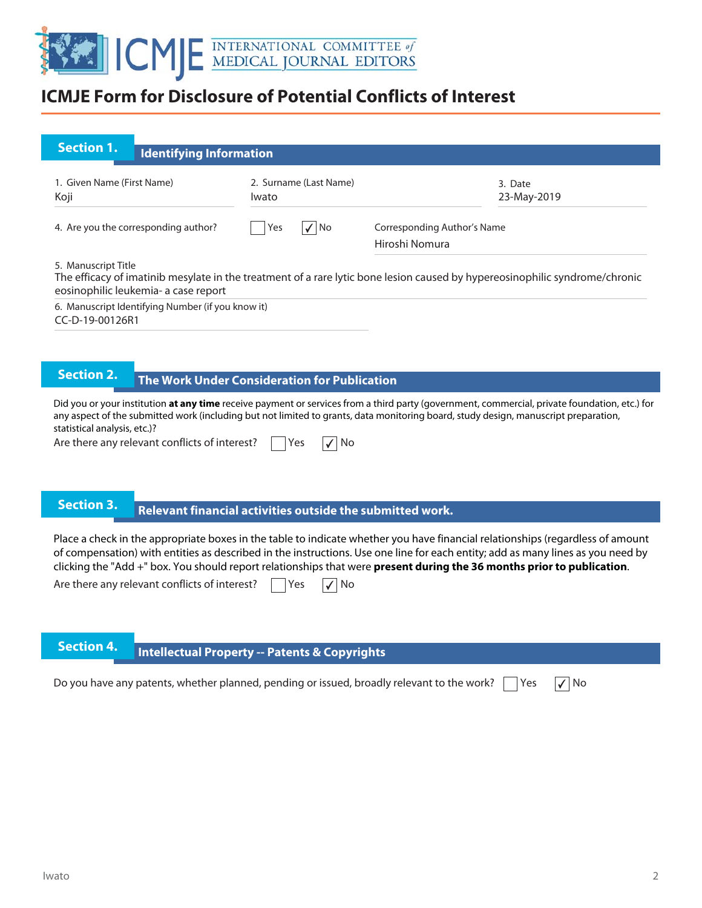# ICMJE Form for Disclosure of Potential Conflicts of Interest

## Section 1. Identifying Information

1. Given Name (First Name): Koji
2. Surname (Last Name): Iwato
3. Date: 23-May-2019

4. Are you the corresponding author? ☐ Yes ☑ No

Corresponding Author's Name: Hiroshi Nomura

5. Manuscript Title
The efficacy of imatinib mesylate in the treatment of a rare lytic bone lesion caused by hypereosinophilic syndrome/chronic eosinophilic leukemia- a case report

6. Manuscript Identifying Number (if you know it)
CC-D-19-00126R1

## Section 2. The Work Under Consideration for Publication

Did you or your institution **at any time** receive payment or services from a third party (government, commercial, private foundation, etc.) for any aspect of the submitted work (including but not limited to grants, data monitoring board, study design, manuscript preparation, statistical analysis, etc.)?

Are there any relevant conflicts of interest? ☐ Yes ☑ No

## Section 3. Relevant financial activities outside the submitted work.

Place a check in the appropriate boxes in the table to indicate whether you have financial relationships (regardless of amount of compensation) with entities as described in the instructions. Use one line for each entity; add as many lines as you need by clicking the "Add +" box. You should report relationships that were **present during the 36 months prior to publication**.

Are there any relevant conflicts of interest? ☐ Yes ☑ No

## Section 4. Intellectual Property -- Patents & Copyrights

Do you have any patents, whether planned, pending or issued, broadly relevant to the work? ☐ Yes ☑ No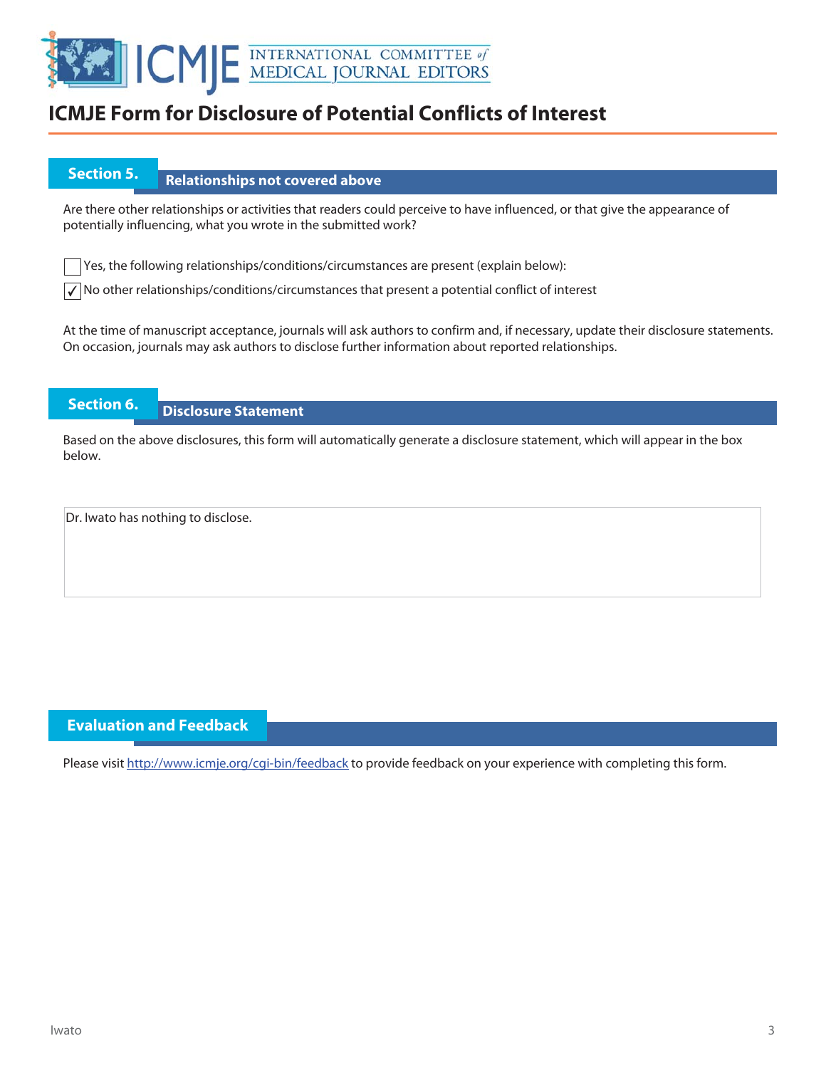# ICMJE Form for Disclosure of Potential Conflicts of Interest

## Section 5. Relationships not covered above

Are there other relationships or activities that readers could perceive to have influenced, or that give the appearance of potentially influencing, what you wrote in the submitted work?

☐ Yes, the following relationships/conditions/circumstances are present (explain below):

☑ No other relationships/conditions/circumstances that present a potential conflict of interest

At the time of manuscript acceptance, journals will ask authors to confirm and, if necessary, update their disclosure statements. On occasion, journals may ask authors to disclose further information about reported relationships.

## Section 6. Disclosure Statement

Based on the above disclosures, this form will automatically generate a disclosure statement, which will appear in the box below.

Dr. Iwato has nothing to disclose.

## Evaluation and Feedback

Please visit http://www.icmje.org/cgi-bin/feedback to provide feedback on your experience with completing this form.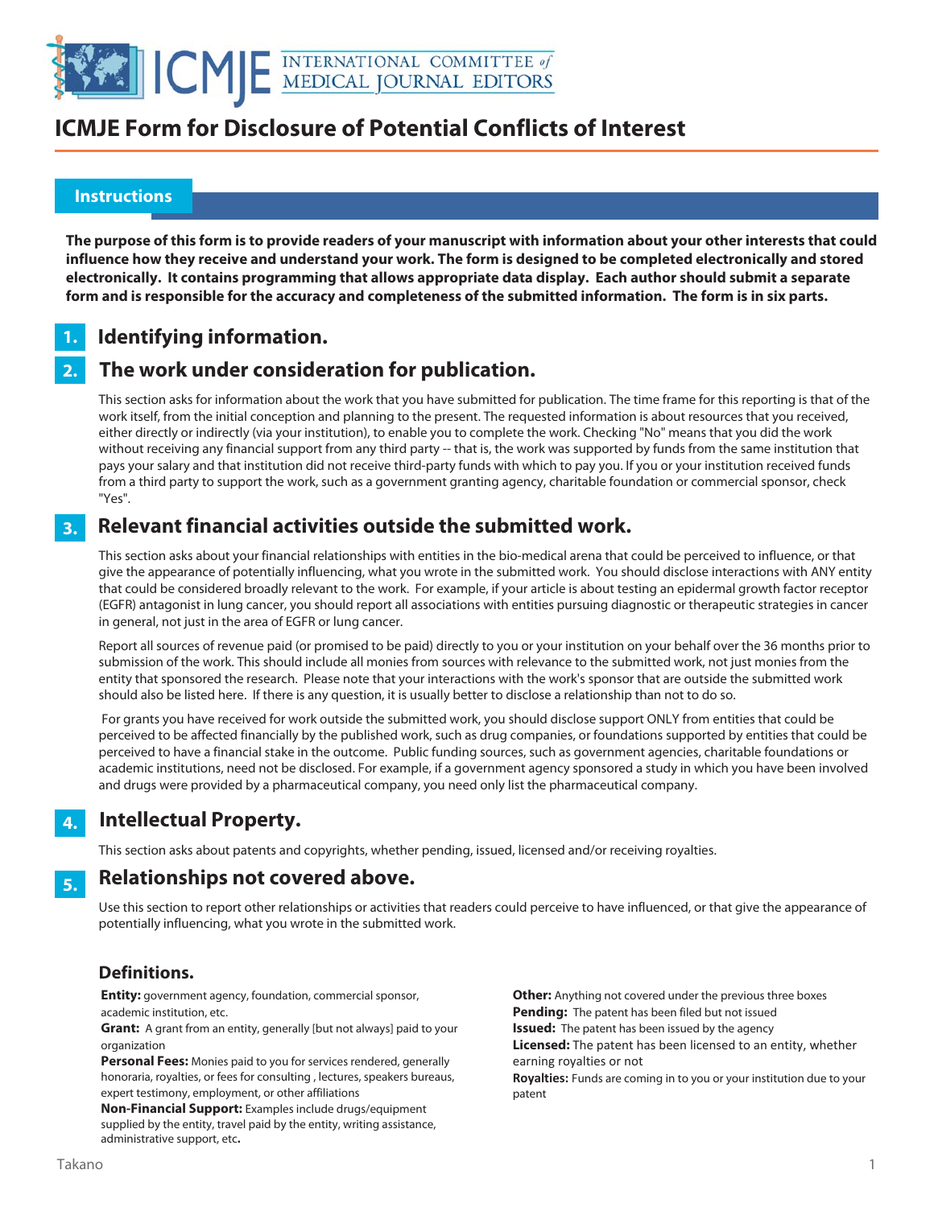# ICMJE Form for Disclosure of Potential Conflicts of Interest

## Instructions

**The purpose of this form is to provide readers of your manuscript with information about your other interests that could influence how they receive and understand your work. The form is designed to be completed electronically and stored electronically. It contains programming that allows appropriate data display. Each author should submit a separate form and is responsible for the accuracy and completeness of the submitted information. The form is in six parts.**

### 1. Identifying information.

### 2. The work under consideration for publication.

This section asks for information about the work that you have submitted for publication. The time frame for this reporting is that of the work itself, from the initial conception and planning to the present. The requested information is about resources that you received, either directly or indirectly (via your institution), to enable you to complete the work. Checking "No" means that you did the work without receiving any financial support from any third party -- that is, the work was supported by funds from the same institution that pays your salary and that institution did not receive third-party funds with which to pay you. If you or your institution received funds from a third party to support the work, such as a government granting agency, charitable foundation or commercial sponsor, check "Yes".

### 3. Relevant financial activities outside the submitted work.

This section asks about your financial relationships with entities in the bio-medical arena that could be perceived to influence, or that give the appearance of potentially influencing, what you wrote in the submitted work. You should disclose interactions with ANY entity that could be considered broadly relevant to the work. For example, if your article is about testing an epidermal growth factor receptor (EGFR) antagonist in lung cancer, you should report all associations with entities pursuing diagnostic or therapeutic strategies in cancer in general, not just in the area of EGFR or lung cancer.

Report all sources of revenue paid (or promised to be paid) directly to you or your institution on your behalf over the 36 months prior to submission of the work. This should include all monies from sources with relevance to the submitted work, not just monies from the entity that sponsored the research. Please note that your interactions with the work's sponsor that are outside the submitted work should also be listed here. If there is any question, it is usually better to disclose a relationship than not to do so.

For grants you have received for work outside the submitted work, you should disclose support ONLY from entities that could be perceived to be affected financially by the published work, such as drug companies, or foundations supported by entities that could be perceived to have a financial stake in the outcome. Public funding sources, such as government agencies, charitable foundations or academic institutions, need not be disclosed. For example, if a government agency sponsored a study in which you have been involved and drugs were provided by a pharmaceutical company, you need only list the pharmaceutical company.

### 4. Intellectual Property.

This section asks about patents and copyrights, whether pending, issued, licensed and/or receiving royalties.

### 5. Relationships not covered above.

Use this section to report other relationships or activities that readers could perceive to have influenced, or that give the appearance of potentially influencing, what you wrote in the submitted work.

### Definitions.

**Entity:** government agency, foundation, commercial sponsor, academic institution, etc.

**Grant:** A grant from an entity, generally [but not always] paid to your organization

**Personal Fees:** Monies paid to you for services rendered, generally honoraria, royalties, or fees for consulting , lectures, speakers bureaus, expert testimony, employment, or other affiliations

**Non-Financial Support:** Examples include drugs/equipment supplied by the entity, travel paid by the entity, writing assistance, administrative support, etc**.**

**Other:** Anything not covered under the previous three boxes

**Pending:** The patent has been filed but not issued

**Issued:** The patent has been issued by the agency

**Licensed:** The patent has been licensed to an entity, whether earning royalties or not

**Royalties:** Funds are coming in to you or your institution due to your patent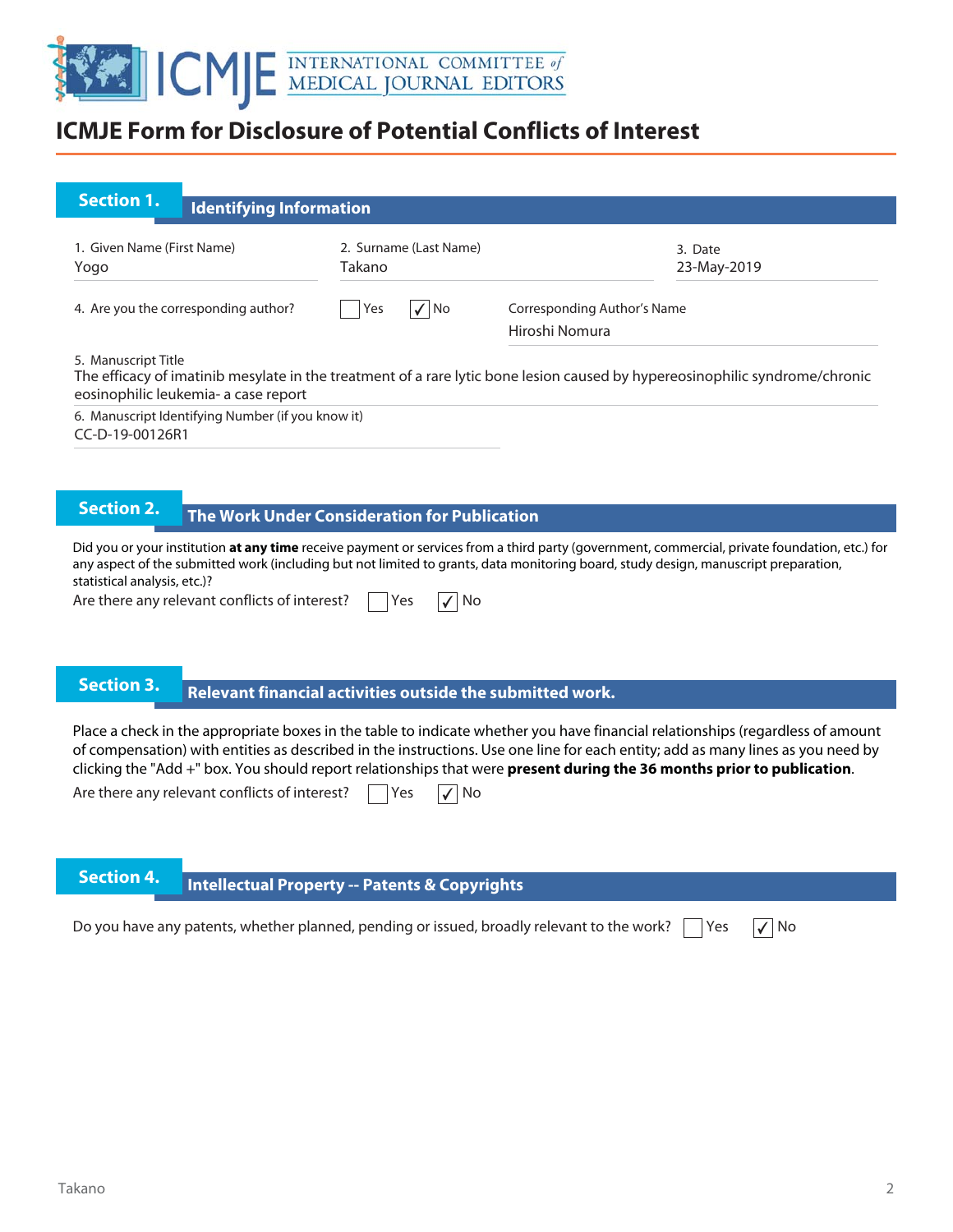# ICMJE Form for Disclosure of Potential Conflicts of Interest

## Section 1. Identifying Information

1. Given Name (First Name)
Yogo

2. Surname (Last Name)
Takano

3. Date
23-May-2019

4. Are you the corresponding author? ☐ Yes ☑ No

Corresponding Author's Name
Hiroshi Nomura

5. Manuscript Title
The efficacy of imatinib mesylate in the treatment of a rare lytic bone lesion caused by hypereosinophilic syndrome/chronic eosinophilic leukemia- a case report

6. Manuscript Identifying Number (if you know it)
CC-D-19-00126R1

## Section 2. The Work Under Consideration for Publication

Did you or your institution **at any time** receive payment or services from a third party (government, commercial, private foundation, etc.) for any aspect of the submitted work (including but not limited to grants, data monitoring board, study design, manuscript preparation, statistical analysis, etc.)?

Are there any relevant conflicts of interest? ☐ Yes ☑ No

## Section 3. Relevant financial activities outside the submitted work.

Place a check in the appropriate boxes in the table to indicate whether you have financial relationships (regardless of amount of compensation) with entities as described in the instructions. Use one line for each entity; add as many lines as you need by clicking the "Add +" box. You should report relationships that were **present during the 36 months prior to publication**.

Are there any relevant conflicts of interest? ☐ Yes ☑ No

## Section 4. Intellectual Property -- Patents & Copyrights

Do you have any patents, whether planned, pending or issued, broadly relevant to the work? ☐ Yes ☑ No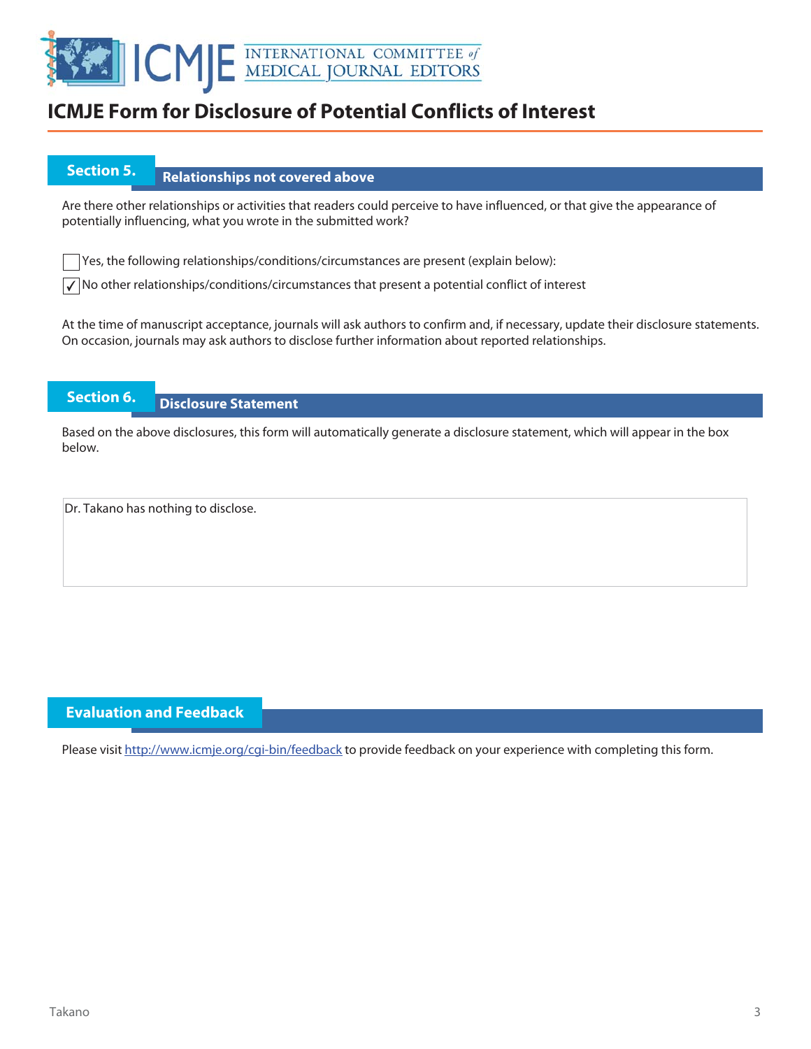# ICMJE Form for Disclosure of Potential Conflicts of Interest

## Section 5. Relationships not covered above

Are there other relationships or activities that readers could perceive to have influenced, or that give the appearance of potentially influencing, what you wrote in the submitted work?

☐ Yes, the following relationships/conditions/circumstances are present (explain below):

☑ No other relationships/conditions/circumstances that present a potential conflict of interest

At the time of manuscript acceptance, journals will ask authors to confirm and, if necessary, update their disclosure statements. On occasion, journals may ask authors to disclose further information about reported relationships.

## Section 6. Disclosure Statement

Based on the above disclosures, this form will automatically generate a disclosure statement, which will appear in the box below.

Dr. Takano has nothing to disclose.

## Evaluation and Feedback

Please visit http://www.icmje.org/cgi-bin/feedback to provide feedback on your experience with completing this form.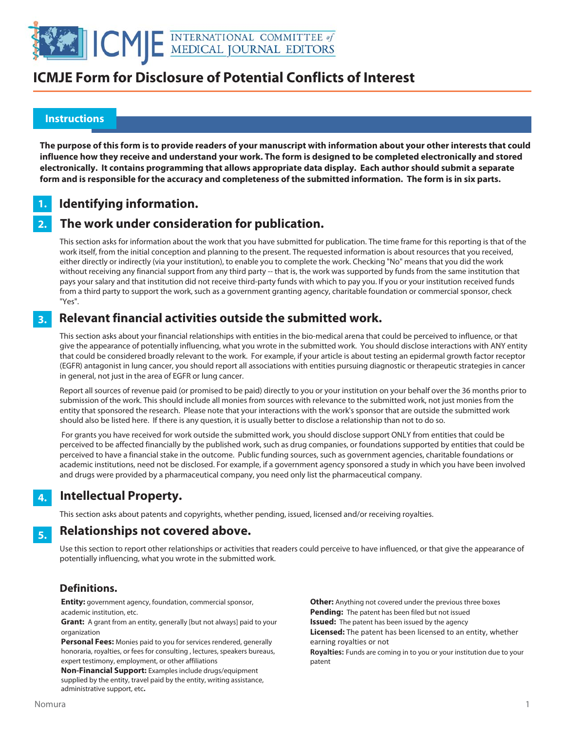# ICMJE Form for Disclosure of Potential Conflicts of Interest

## Instructions

**The purpose of this form is to provide readers of your manuscript with information about your other interests that could influence how they receive and understand your work. The form is designed to be completed electronically and stored electronically. It contains programming that allows appropriate data display. Each author should submit a separate form and is responsible for the accuracy and completeness of the submitted information. The form is in six parts.**

### 1. Identifying information.

### 2. The work under consideration for publication.

This section asks for information about the work that you have submitted for publication. The time frame for this reporting is that of the work itself, from the initial conception and planning to the present. The requested information is about resources that you received, either directly or indirectly (via your institution), to enable you to complete the work. Checking "No" means that you did the work without receiving any financial support from any third party -- that is, the work was supported by funds from the same institution that pays your salary and that institution did not receive third-party funds with which to pay you. If you or your institution received funds from a third party to support the work, such as a government granting agency, charitable foundation or commercial sponsor, check "Yes".

### 3. Relevant financial activities outside the submitted work.

This section asks about your financial relationships with entities in the bio-medical arena that could be perceived to influence, or that give the appearance of potentially influencing, what you wrote in the submitted work. You should disclose interactions with ANY entity that could be considered broadly relevant to the work. For example, if your article is about testing an epidermal growth factor receptor (EGFR) antagonist in lung cancer, you should report all associations with entities pursuing diagnostic or therapeutic strategies in cancer in general, not just in the area of EGFR or lung cancer.

Report all sources of revenue paid (or promised to be paid) directly to you or your institution on your behalf over the 36 months prior to submission of the work. This should include all monies from sources with relevance to the submitted work, not just monies from the entity that sponsored the research. Please note that your interactions with the work's sponsor that are outside the submitted work should also be listed here. If there is any question, it is usually better to disclose a relationship than not to do so.

For grants you have received for work outside the submitted work, you should disclose support ONLY from entities that could be perceived to be affected financially by the published work, such as drug companies, or foundations supported by entities that could be perceived to have a financial stake in the outcome. Public funding sources, such as government agencies, charitable foundations or academic institutions, need not be disclosed. For example, if a government agency sponsored a study in which you have been involved and drugs were provided by a pharmaceutical company, you need only list the pharmaceutical company.

### 4. Intellectual Property.

This section asks about patents and copyrights, whether pending, issued, licensed and/or receiving royalties.

### 5. Relationships not covered above.

Use this section to report other relationships or activities that readers could perceive to have influenced, or that give the appearance of potentially influencing, what you wrote in the submitted work.

### Definitions.

**Entity:** government agency, foundation, commercial sponsor, academic institution, etc.

**Grant:** A grant from an entity, generally [but not always] paid to your organization

**Personal Fees:** Monies paid to you for services rendered, generally honoraria, royalties, or fees for consulting , lectures, speakers bureaus, expert testimony, employment, or other affiliations

**Non-Financial Support:** Examples include drugs/equipment supplied by the entity, travel paid by the entity, writing assistance, administrative support, etc**.**

**Other:** Anything not covered under the previous three boxes

**Pending:** The patent has been filed but not issued

**Issued:** The patent has been issued by the agency

**Licensed:** The patent has been licensed to an entity, whether earning royalties or not

**Royalties:** Funds are coming in to you or your institution due to your patent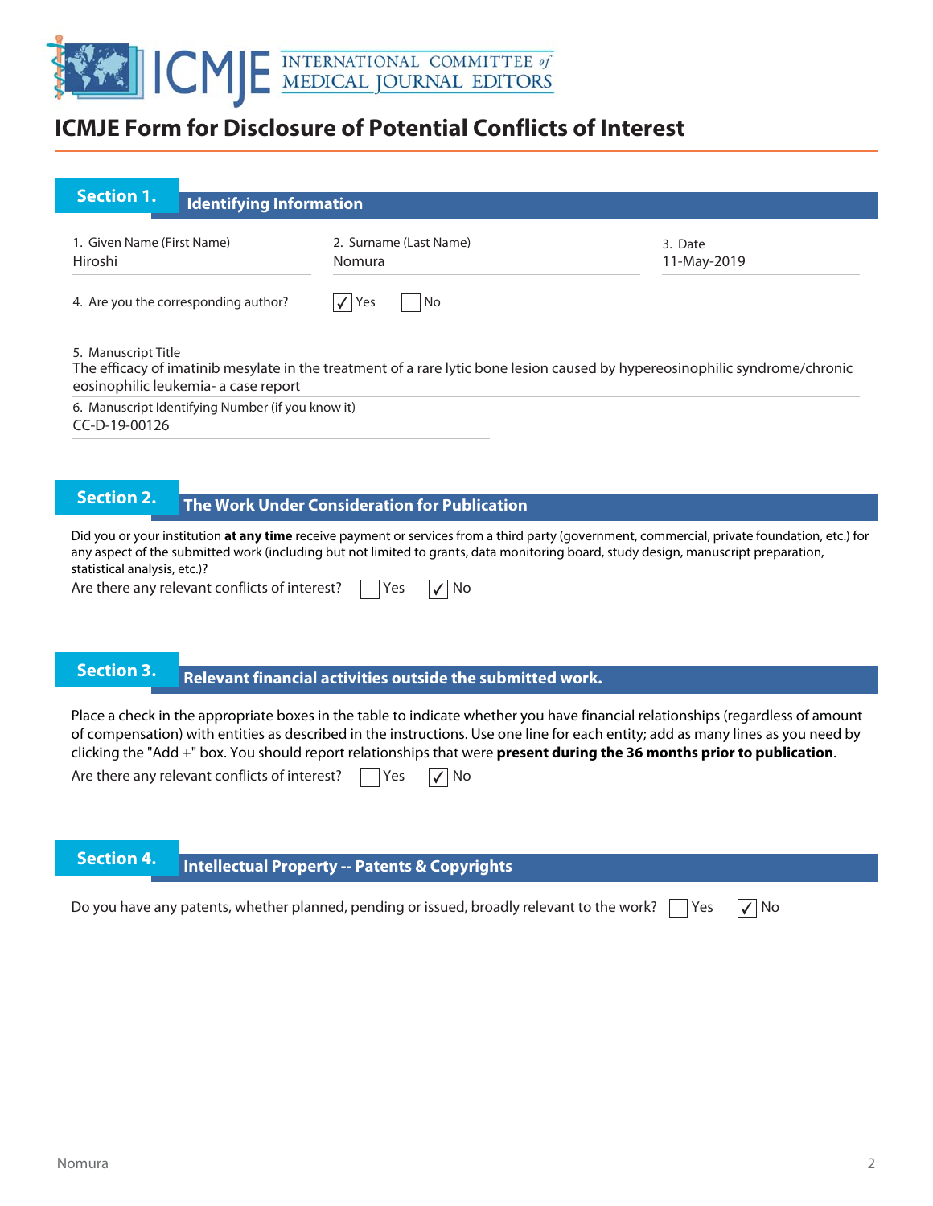# ICMJE Form for Disclosure of Potential Conflicts of Interest

## Section 1. Identifying Information

1. Given Name (First Name)
Hiroshi

2. Surname (Last Name)
Nomura

3. Date
11-May-2019

4. Are you the corresponding author? ☑ Yes ☐ No

5. Manuscript Title
The efficacy of imatinib mesylate in the treatment of a rare lytic bone lesion caused by hypereosinophilic syndrome/chronic eosinophilic leukemia- a case report

6. Manuscript Identifying Number (if you know it)
CC-D-19-00126

## Section 2. The Work Under Consideration for Publication

Did you or your institution **at any time** receive payment or services from a third party (government, commercial, private foundation, etc.) for any aspect of the submitted work (including but not limited to grants, data monitoring board, study design, manuscript preparation, statistical analysis, etc.)?

Are there any relevant conflicts of interest? ☐ Yes ☑ No

## Section 3. Relevant financial activities outside the submitted work.

Place a check in the appropriate boxes in the table to indicate whether you have financial relationships (regardless of amount of compensation) with entities as described in the instructions. Use one line for each entity; add as many lines as you need by clicking the "Add +" box. You should report relationships that were **present during the 36 months prior to publication**.

Are there any relevant conflicts of interest? ☐ Yes ☑ No

## Section 4. Intellectual Property -- Patents & Copyrights

Do you have any patents, whether planned, pending or issued, broadly relevant to the work? ☐ Yes ☑ No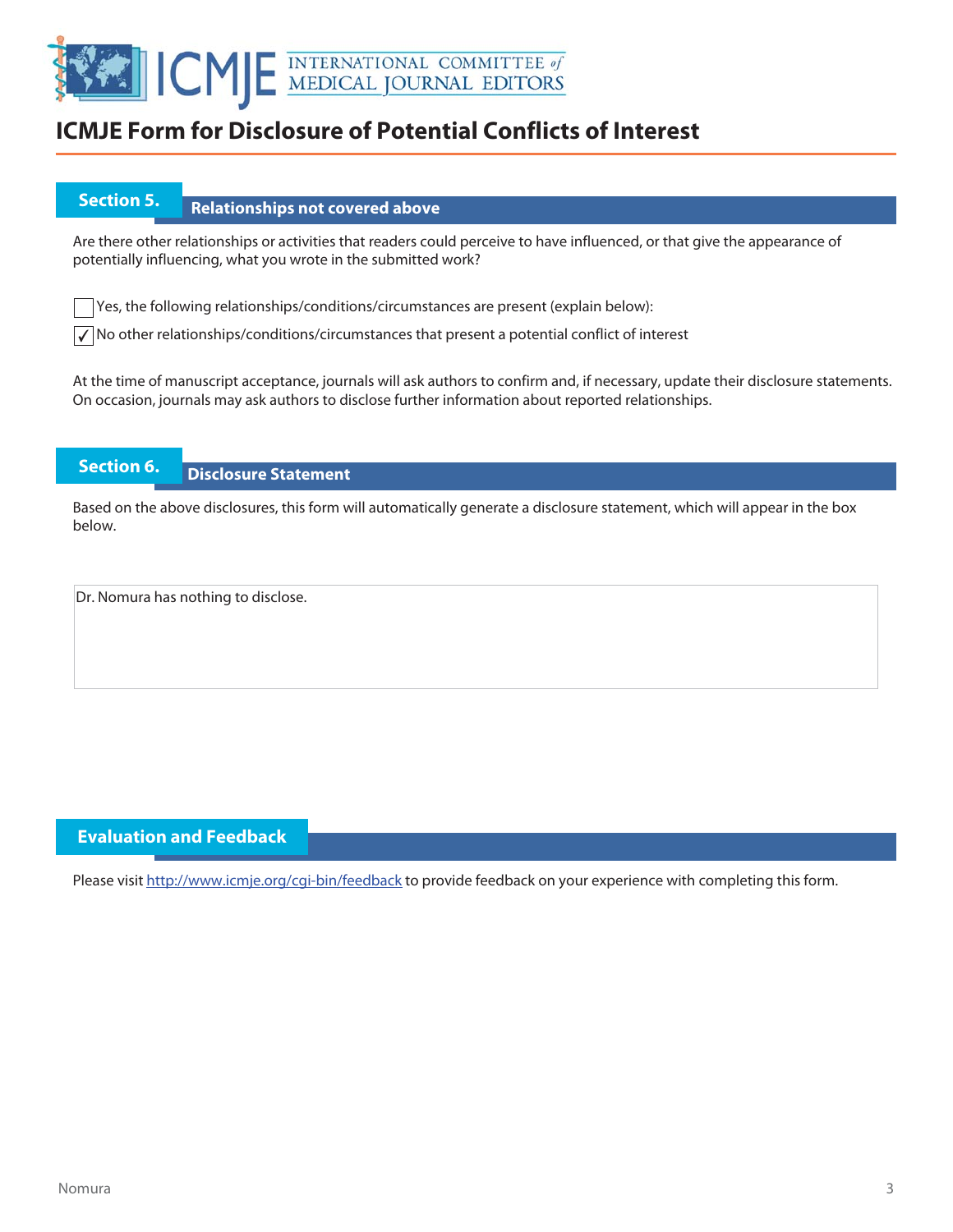# ICMJE Form for Disclosure of Potential Conflicts of Interest

## Section 5. Relationships not covered above

Are there other relationships or activities that readers could perceive to have influenced, or that give the appearance of potentially influencing, what you wrote in the submitted work?

☐ Yes, the following relationships/conditions/circumstances are present (explain below):

☑ No other relationships/conditions/circumstances that present a potential conflict of interest

At the time of manuscript acceptance, journals will ask authors to confirm and, if necessary, update their disclosure statements. On occasion, journals may ask authors to disclose further information about reported relationships.

## Section 6. Disclosure Statement

Based on the above disclosures, this form will automatically generate a disclosure statement, which will appear in the box below.

Dr. Nomura has nothing to disclose.

## Evaluation and Feedback

Please visit http://www.icmje.org/cgi-bin/feedback to provide feedback on your experience with completing this form.